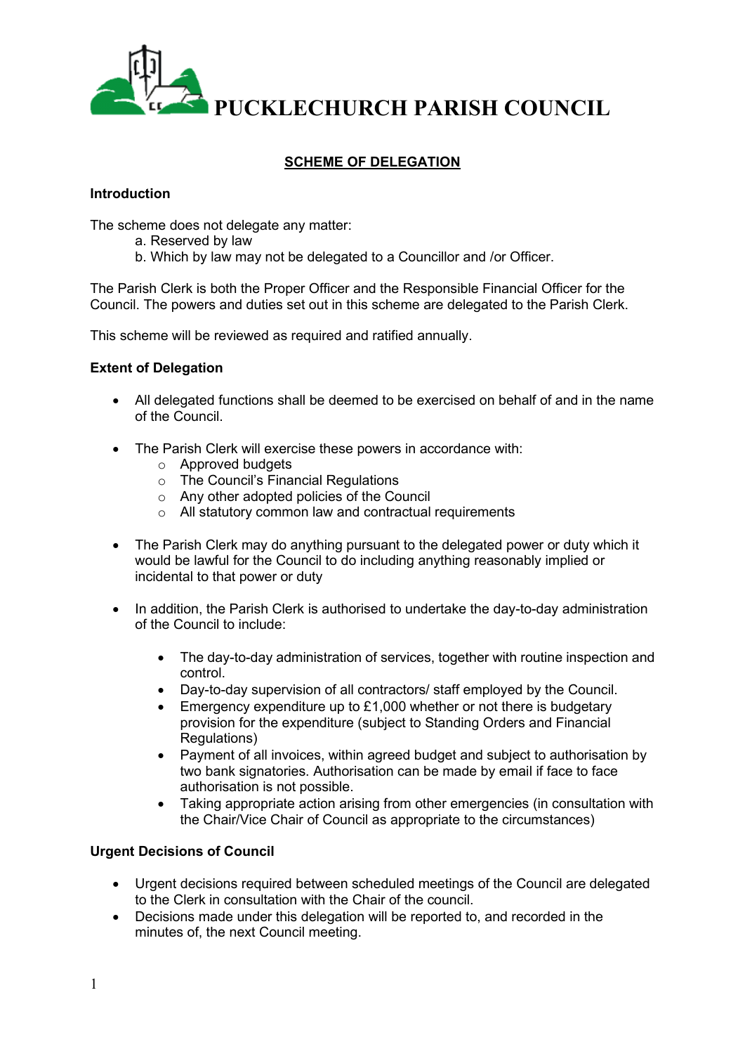# PUCKLECHURCH PARISH COUNCIL

## SCHEME OF DELEGATION

### Introduction

The scheme does not delegate any matter:

a. Reserved by law
b. Which by law may not be delegated to a Councillor and /or Officer.

The Parish Clerk is both the Proper Officer and the Responsible Financial Officer for the Council. The powers and duties set out in this scheme are delegated to the Parish Clerk.

This scheme will be reviewed as required and ratified annually.

### Extent of Delegation

- All delegated functions shall be deemed to be exercised on behalf of and in the name of the Council.
- The Parish Clerk will exercise these powers in accordance with:
    - Approved budgets
    - The Council's Financial Regulations
    - Any other adopted policies of the Council
    - All statutory common law and contractual requirements
- The Parish Clerk may do anything pursuant to the delegated power or duty which it would be lawful for the Council to do including anything reasonably implied or incidental to that power or duty
- In addition, the Parish Clerk is authorised to undertake the day-to-day administration of the Council to include:
    - The day-to-day administration of services, together with routine inspection and control.
    - Day-to-day supervision of all contractors/ staff employed by the Council.
    - Emergency expenditure up to £1,000 whether or not there is budgetary provision for the expenditure (subject to Standing Orders and Financial Regulations)
    - Payment of all invoices, within agreed budget and subject to authorisation by two bank signatories. Authorisation can be made by email if face to face authorisation is not possible.
    - Taking appropriate action arising from other emergencies (in consultation with the Chair/Vice Chair of Council as appropriate to the circumstances)

### Urgent Decisions of Council

- Urgent decisions required between scheduled meetings of the Council are delegated to the Clerk in consultation with the Chair of the council.
- Decisions made under this delegation will be reported to, and recorded in the minutes of, the next Council meeting.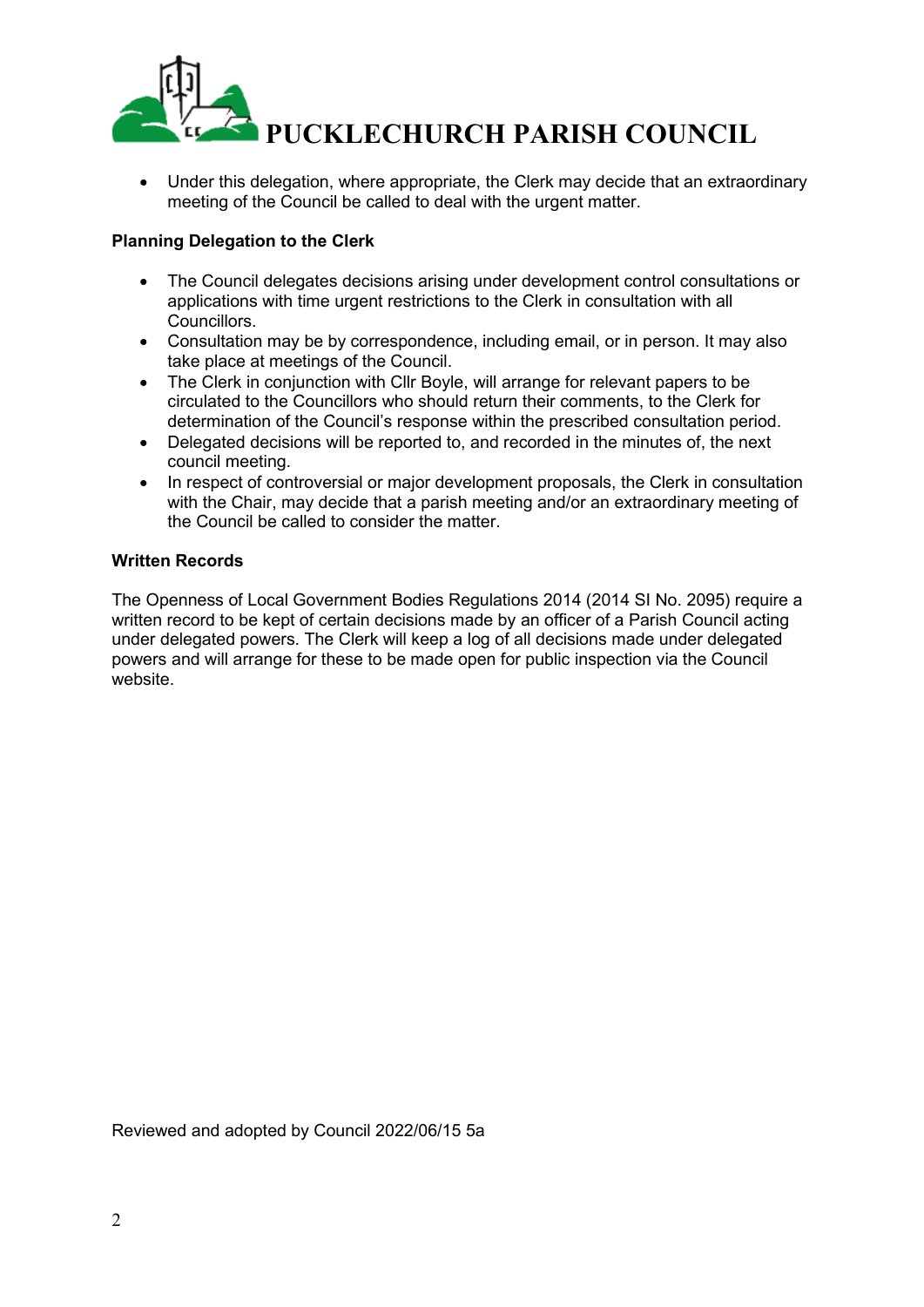- Under this delegation, where appropriate, the Clerk may decide that an extraordinary meeting of the Council be called to deal with the urgent matter.

**Planning Delegation to the Clerk**

- The Council delegates decisions arising under development control consultations or applications with time urgent restrictions to the Clerk in consultation with all Councillors.
- Consultation may be by correspondence, including email, or in person. It may also take place at meetings of the Council.
- The Clerk in conjunction with Cllr Boyle, will arrange for relevant papers to be circulated to the Councillors who should return their comments, to the Clerk for determination of the Council's response within the prescribed consultation period.
- Delegated decisions will be reported to, and recorded in the minutes of, the next council meeting.
- In respect of controversial or major development proposals, the Clerk in consultation with the Chair, may decide that a parish meeting and/or an extraordinary meeting of the Council be called to consider the matter.

**Written Records**

The Openness of Local Government Bodies Regulations 2014 (2014 SI No. 2095) require a written record to be kept of certain decisions made by an officer of a Parish Council acting under delegated powers. The Clerk will keep a log of all decisions made under delegated powers and will arrange for these to be made open for public inspection via the Council website.

Reviewed and adopted by Council 2022/06/15 5a